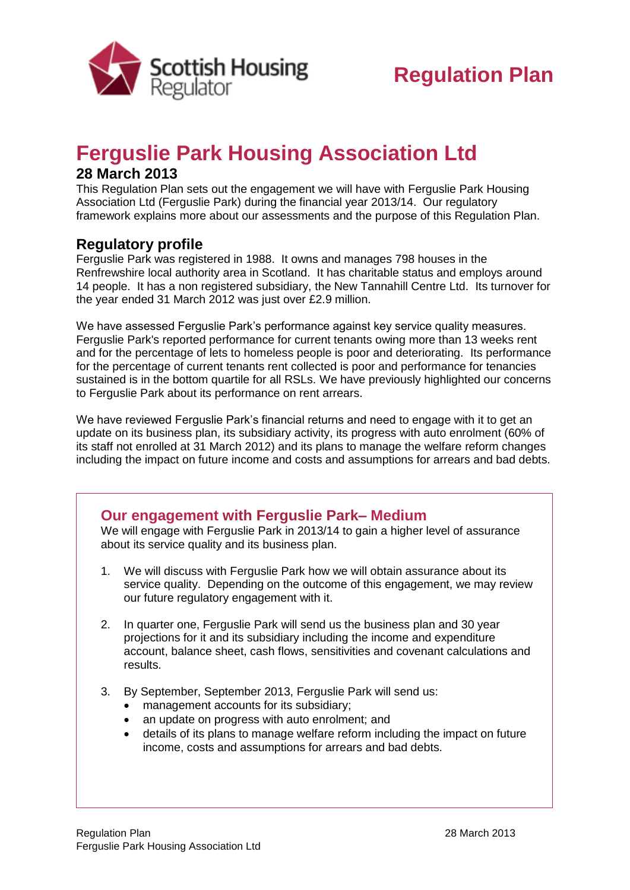Scottish Housing Regulator

# Regulation Plan

# Ferguslie Park Housing Association Ltd

## 28 March 2013

This Regulation Plan sets out the engagement we will have with Ferguslie Park Housing Association Ltd (Ferguslie Park) during the financial year 2013/14. Our regulatory framework explains more about our assessments and the purpose of this Regulation Plan.

## Regulatory profile

Ferguslie Park was registered in 1988. It owns and manages 798 houses in the Renfrewshire local authority area in Scotland. It has charitable status and employs around 14 people. It has a non registered subsidiary, the New Tannahill Centre Ltd. Its turnover for the year ended 31 March 2012 was just over £2.9 million.

We have assessed Ferguslie Park's performance against key service quality measures. Ferguslie Park's reported performance for current tenants owing more than 13 weeks rent and for the percentage of lets to homeless people is poor and deteriorating. Its performance for the percentage of current tenants rent collected is poor and performance for tenancies sustained is in the bottom quartile for all RSLs. We have previously highlighted our concerns to Ferguslie Park about its performance on rent arrears.

We have reviewed Ferguslie Park's financial returns and need to engage with it to get an update on its business plan, its subsidiary activity, its progress with auto enrolment (60% of its staff not enrolled at 31 March 2012) and its plans to manage the welfare reform changes including the impact on future income and costs and assumptions for arrears and bad debts.

### Our engagement with Ferguslie Park– Medium

We will engage with Ferguslie Park in 2013/14 to gain a higher level of assurance about its service quality and its business plan.

1. We will discuss with Ferguslie Park how we will obtain assurance about its service quality. Depending on the outcome of this engagement, we may review our future regulatory engagement with it.

2. In quarter one, Ferguslie Park will send us the business plan and 30 year projections for it and its subsidiary including the income and expenditure account, balance sheet, cash flows, sensitivities and covenant calculations and results.

3. By September, September 2013, Ferguslie Park will send us:
   - management accounts for its subsidiary;
   - an update on progress with auto enrolment; and
   - details of its plans to manage welfare reform including the impact on future income, costs and assumptions for arrears and bad debts.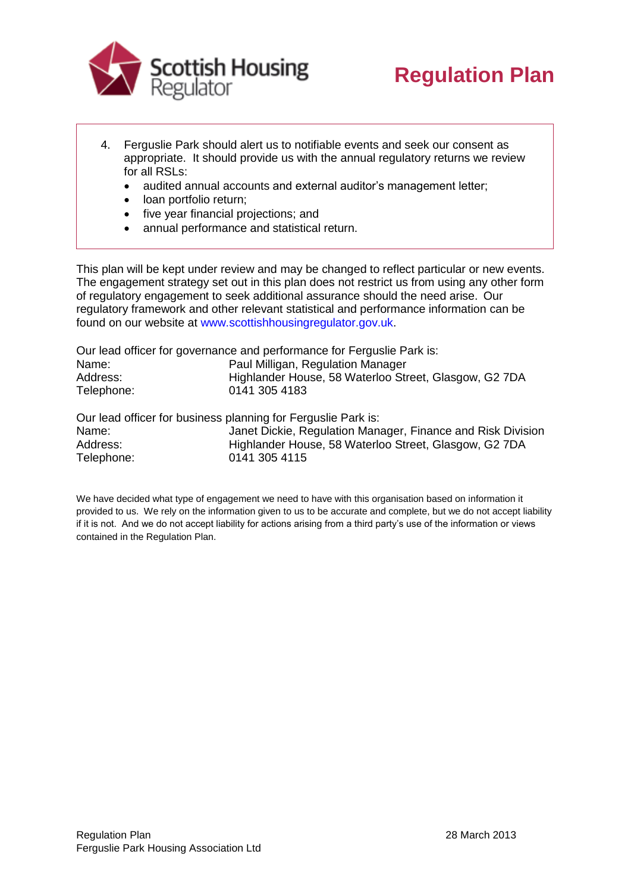4. Ferguslie Park should alert us to notifiable events and seek our consent as appropriate. It should provide us with the annual regulatory returns we review for all RSLs:
   - audited annual accounts and external auditor's management letter;
   - loan portfolio return;
   - five year financial projections; and
   - annual performance and statistical return.

This plan will be kept under review and may be changed to reflect particular or new events. The engagement strategy set out in this plan does not restrict us from using any other form of regulatory engagement to seek additional assurance should the need arise. Our regulatory framework and other relevant statistical and performance information can be found on our website at www.scottishhousingregulator.gov.uk.

Our lead officer for governance and performance for Ferguslie Park is:

| | |
|---|---|
| Name: | Paul Milligan, Regulation Manager |
| Address: | Highlander House, 58 Waterloo Street, Glasgow, G2 7DA |
| Telephone: | 0141 305 4183 |

Our lead officer for business planning for Ferguslie Park is:

| | |
|---|---|
| Name: | Janet Dickie, Regulation Manager, Finance and Risk Division |
| Address: | Highlander House, 58 Waterloo Street, Glasgow, G2 7DA |
| Telephone: | 0141 305 4115 |

We have decided what type of engagement we need to have with this organisation based on information it provided to us. We rely on the information given to us to be accurate and complete, but we do not accept liability if it is not. And we do not accept liability for actions arising from a third party's use of the information or views contained in the Regulation Plan.